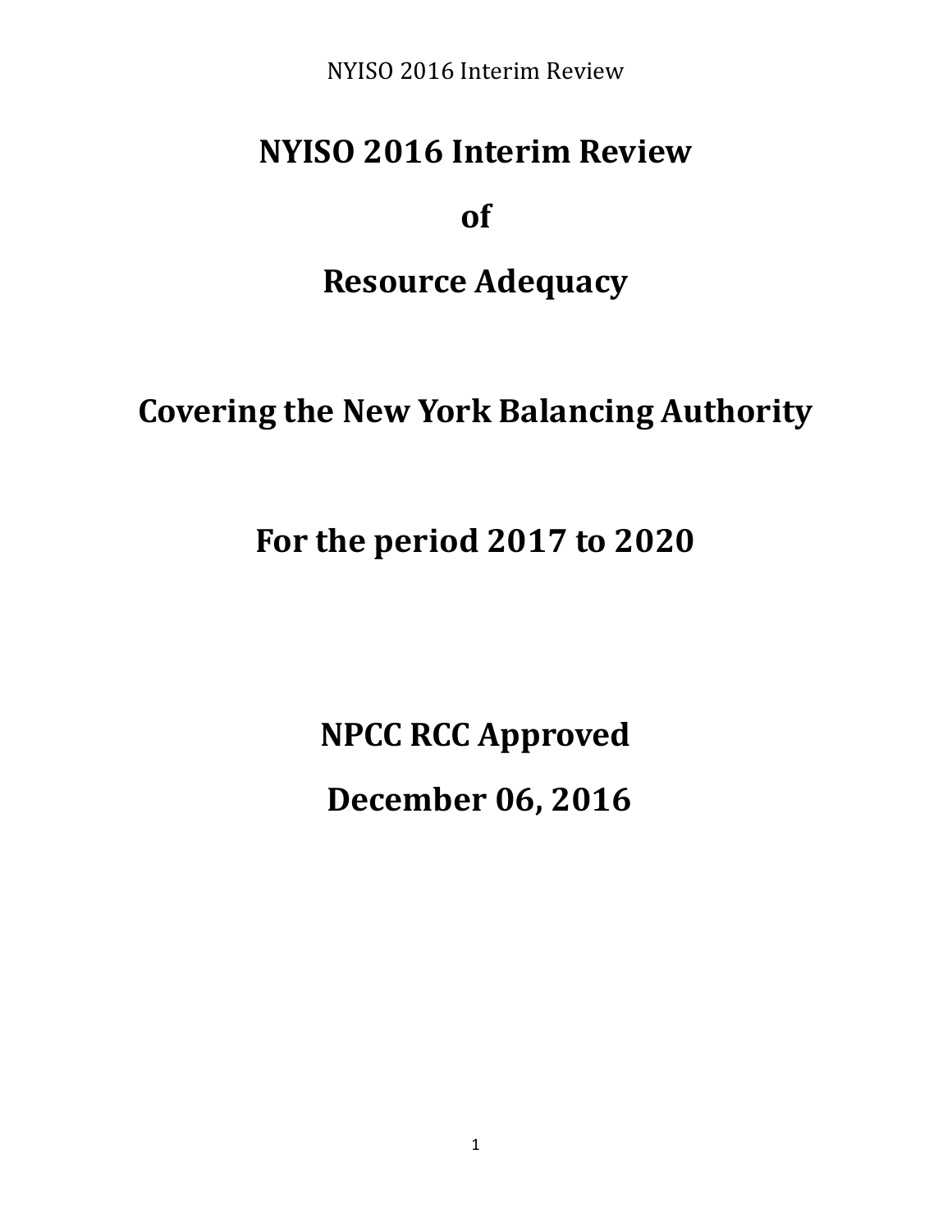# NYISO 2016 Interim Review

# of

# Resource Adequacy

# Covering the New York Balancing Authority

# For the period 2017 to 2020

# NPCC RCC Approved

# December 06, 2016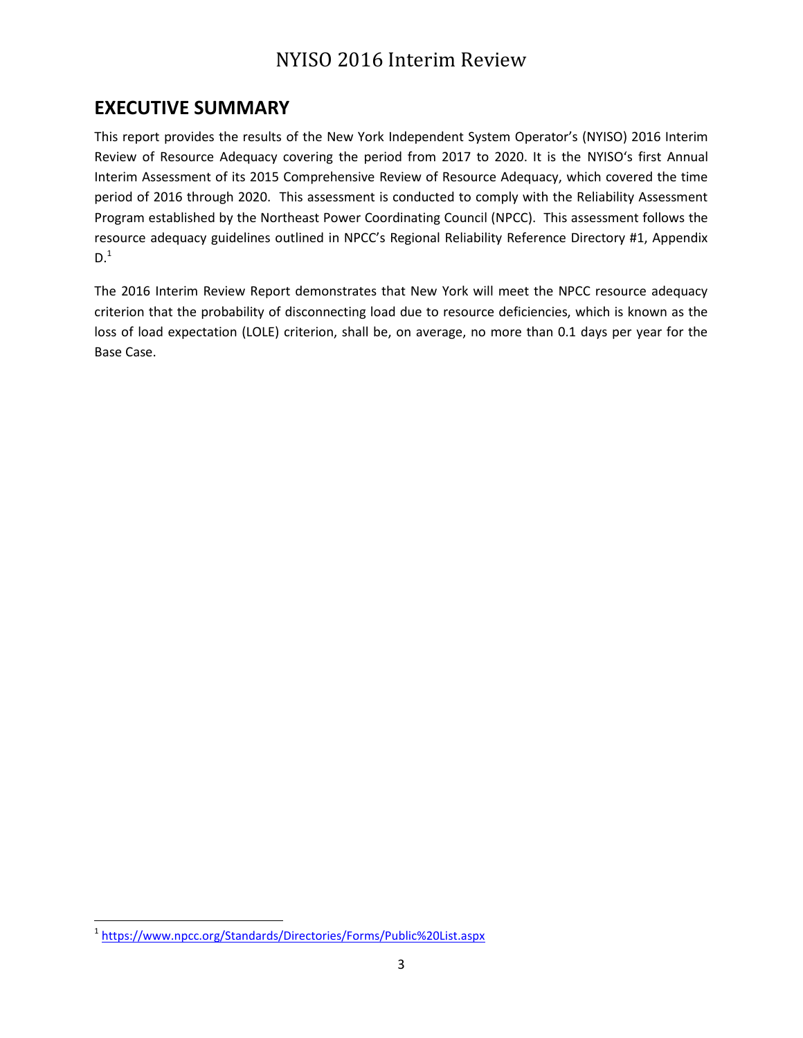## EXECUTIVE SUMMARY

This report provides the results of the New York Independent System Operator's (NYISO) 2016 Interim Review of Resource Adequacy covering the period from 2017 to 2020. It is the NYISO's first Annual Interim Assessment of its 2015 Comprehensive Review of Resource Adequacy, which covered the time period of 2016 through 2020. This assessment is conducted to comply with the Reliability Assessment Program established by the Northeast Power Coordinating Council (NPCC). This assessment follows the resource adequacy guidelines outlined in NPCC's Regional Reliability Reference Directory #1, Appendix D.[1]

The 2016 Interim Review Report demonstrates that New York will meet the NPCC resource adequacy criterion that the probability of disconnecting load due to resource deficiencies, which is known as the loss of load expectation (LOLE) criterion, shall be, on average, no more than 0.1 days per year for the Base Case.

---

[1] https://www.npcc.org/Standards/Directories/Forms/Public%20List.aspx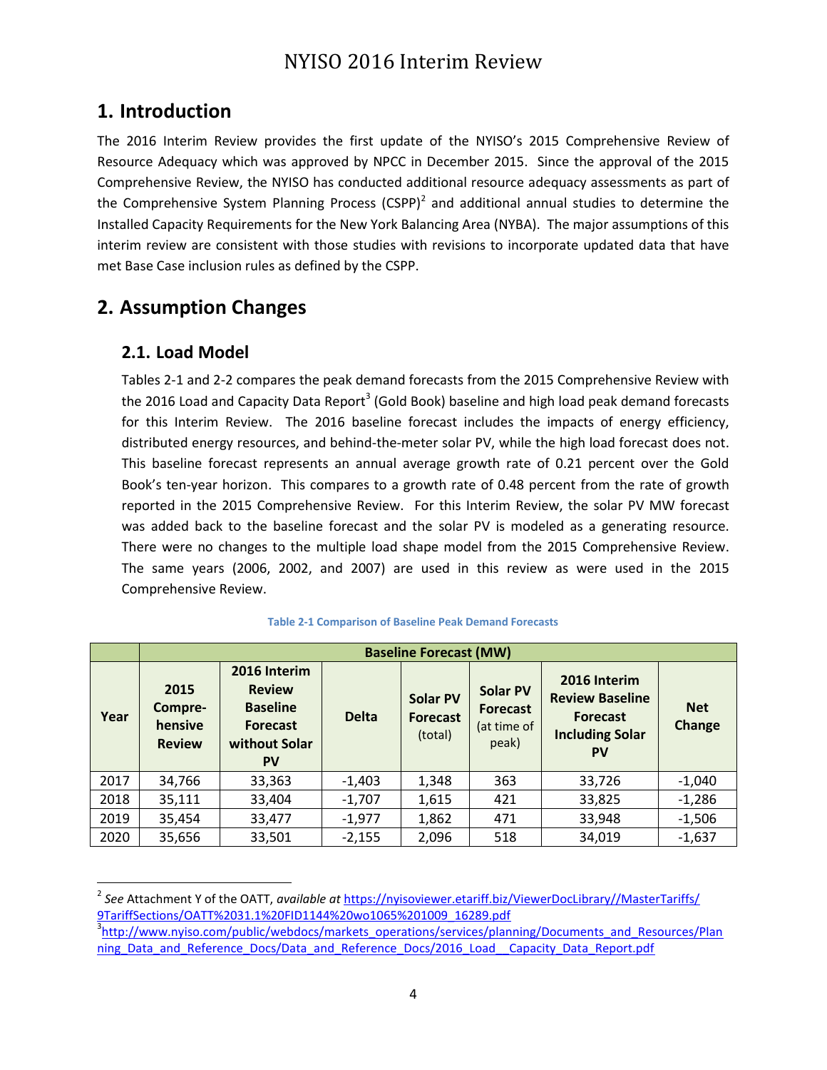# 1. Introduction

The 2016 Interim Review provides the first update of the NYISO's 2015 Comprehensive Review of Resource Adequacy which was approved by NPCC in December 2015. Since the approval of the 2015 Comprehensive Review, the NYISO has conducted additional resource adequacy assessments as part of the Comprehensive System Planning Process (CSPP)[2] and additional annual studies to determine the Installed Capacity Requirements for the New York Balancing Area (NYBA). The major assumptions of this interim review are consistent with those studies with revisions to incorporate updated data that have met Base Case inclusion rules as defined by the CSPP.

# 2. Assumption Changes

## 2.1. Load Model

Tables 2-1 and 2-2 compares the peak demand forecasts from the 2015 Comprehensive Review with the 2016 Load and Capacity Data Report[3] (Gold Book) baseline and high load peak demand forecasts for this Interim Review. The 2016 baseline forecast includes the impacts of energy efficiency, distributed energy resources, and behind-the-meter solar PV, while the high load forecast does not. This baseline forecast represents an annual average growth rate of 0.21 percent over the Gold Book's ten-year horizon. This compares to a growth rate of 0.48 percent from the rate of growth reported in the 2015 Comprehensive Review. For this Interim Review, the solar PV MW forecast was added back to the baseline forecast and the solar PV is modeled as a generating resource. There were no changes to the multiple load shape model from the 2015 Comprehensive Review. The same years (2006, 2002, and 2007) are used in this review as were used in the 2015 Comprehensive Review.

**Table 2-1 Comparison of Baseline Peak Demand Forecasts**

| | Baseline Forecast (MW) | | | | | | |
|---|---|---|---|---|---|---|---|
| **Year** | **2015 Compre-hensive Review** | **2016 Interim Review Baseline Forecast without Solar PV** | **Delta** | **Solar PV Forecast** (total) | **Solar PV Forecast** (at time of peak) | **2016 Interim Review Baseline Forecast Including Solar PV** | **Net Change** |
| 2017 | 34,766 | 33,363 | -1,403 | 1,348 | 363 | 33,726 | -1,040 |
| 2018 | 35,111 | 33,404 | -1,707 | 1,615 | 421 | 33,825 | -1,286 |
| 2019 | 35,454 | 33,477 | -1,977 | 1,862 | 471 | 33,948 | -1,506 |
| 2020 | 35,656 | 33,501 | -2,155 | 2,096 | 518 | 34,019 | -1,637 |

---

[2] *See* Attachment Y of the OATT, *available at* https://nyisoviewer.etariff.biz/ViewerDocLibrary//MasterTariffs/9TariffSections/OATT%2031.1%20FID1144%20wo1065%201009_16289.pdf

[3] http://www.nyiso.com/public/webdocs/markets_operations/services/planning/Documents_and_Resources/Planning_Data_and_Reference_Docs/Data_and_Reference_Docs/2016_Load__Capacity_Data_Report.pdf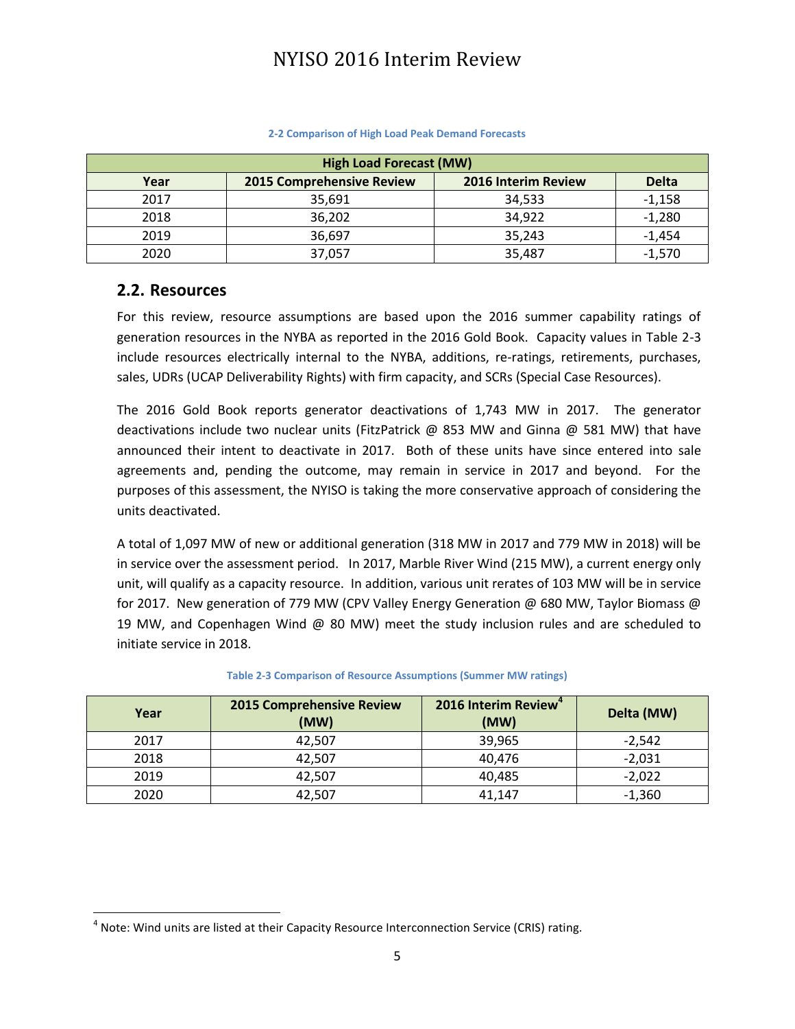2-2 Comparison of High Load Peak Demand Forecasts

| High Load Forecast (MW) | | | |
|---|---|---|---|
| Year | 2015 Comprehensive Review | 2016 Interim Review | Delta |
| 2017 | 35,691 | 34,533 | -1,158 |
| 2018 | 36,202 | 34,922 | -1,280 |
| 2019 | 36,697 | 35,243 | -1,454 |
| 2020 | 37,057 | 35,487 | -1,570 |

## 2.2. Resources

For this review, resource assumptions are based upon the 2016 summer capability ratings of generation resources in the NYBA as reported in the 2016 Gold Book. Capacity values in Table 2-3 include resources electrically internal to the NYBA, additions, re-ratings, retirements, purchases, sales, UDRs (UCAP Deliverability Rights) with firm capacity, and SCRs (Special Case Resources).

The 2016 Gold Book reports generator deactivations of 1,743 MW in 2017. The generator deactivations include two nuclear units (FitzPatrick @ 853 MW and Ginna @ 581 MW) that have announced their intent to deactivate in 2017. Both of these units have since entered into sale agreements and, pending the outcome, may remain in service in 2017 and beyond. For the purposes of this assessment, the NYISO is taking the more conservative approach of considering the units deactivated.

A total of 1,097 MW of new or additional generation (318 MW in 2017 and 779 MW in 2018) will be in service over the assessment period. In 2017, Marble River Wind (215 MW), a current energy only unit, will qualify as a capacity resource. In addition, various unit rerates of 103 MW will be in service for 2017. New generation of 779 MW (CPV Valley Energy Generation @ 680 MW, Taylor Biomass @ 19 MW, and Copenhagen Wind @ 80 MW) meet the study inclusion rules and are scheduled to initiate service in 2018.

Table 2-3 Comparison of Resource Assumptions (Summer MW ratings)

| Year | 2015 Comprehensive Review (MW) | 2016 Interim Review[4] (MW) | Delta (MW) |
|---|---|---|---|
| 2017 | 42,507 | 39,965 | -2,542 |
| 2018 | 42,507 | 40,476 | -2,031 |
| 2019 | 42,507 | 40,485 | -2,022 |
| 2020 | 42,507 | 41,147 | -1,360 |

[4] Note: Wind units are listed at their Capacity Resource Interconnection Service (CRIS) rating.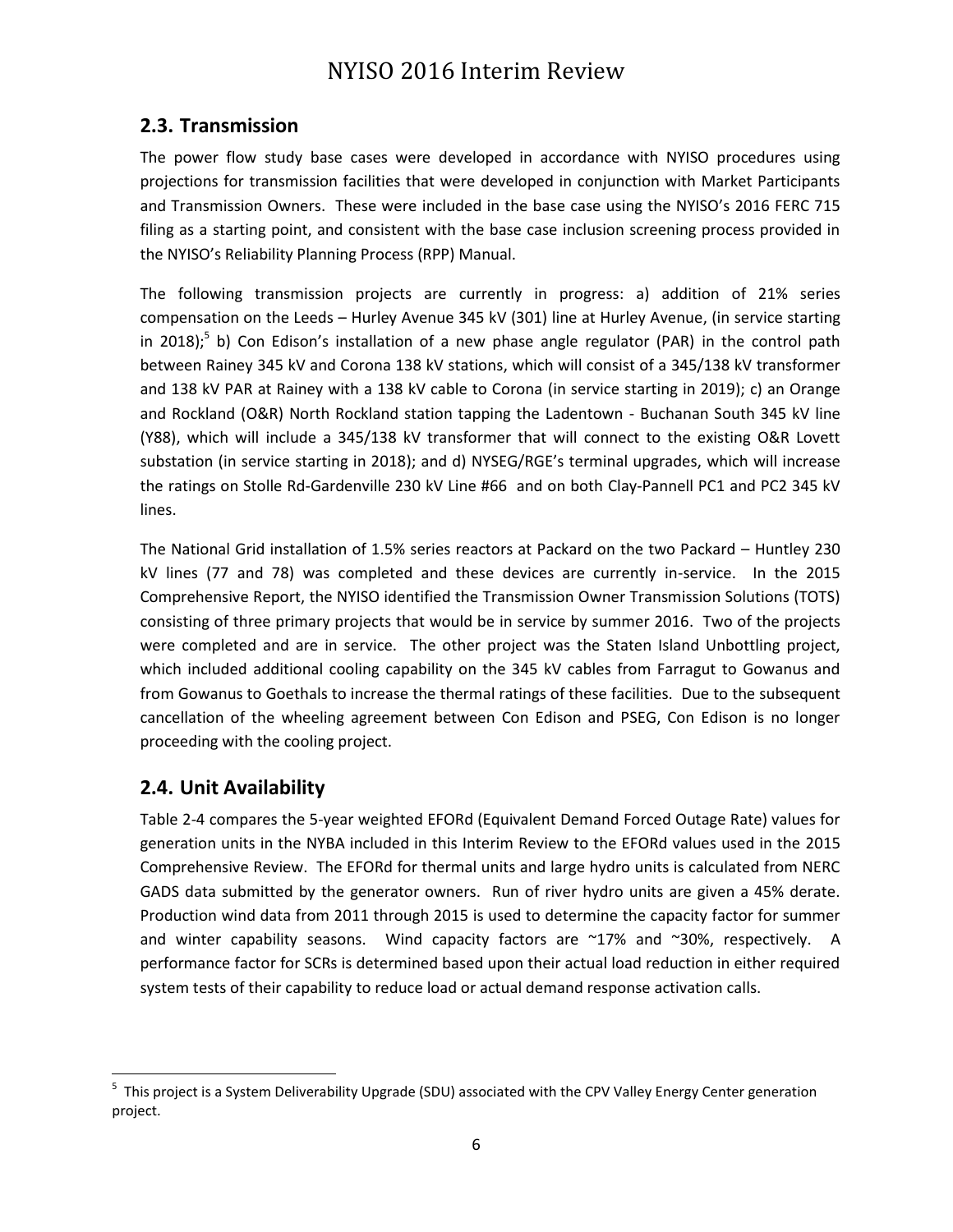## 2.3. Transmission

The power flow study base cases were developed in accordance with NYISO procedures using projections for transmission facilities that were developed in conjunction with Market Participants and Transmission Owners. These were included in the base case using the NYISO's 2016 FERC 715 filing as a starting point, and consistent with the base case inclusion screening process provided in the NYISO's Reliability Planning Process (RPP) Manual.

The following transmission projects are currently in progress: a) addition of 21% series compensation on the Leeds – Hurley Avenue 345 kV (301) line at Hurley Avenue, (in service starting in 2018);[5] b) Con Edison's installation of a new phase angle regulator (PAR) in the control path between Rainey 345 kV and Corona 138 kV stations, which will consist of a 345/138 kV transformer and 138 kV PAR at Rainey with a 138 kV cable to Corona (in service starting in 2019); c) an Orange and Rockland (O&R) North Rockland station tapping the Ladentown - Buchanan South 345 kV line (Y88), which will include a 345/138 kV transformer that will connect to the existing O&R Lovett substation (in service starting in 2018); and d) NYSEG/RGE's terminal upgrades, which will increase the ratings on Stolle Rd-Gardenville 230 kV Line #66 and on both Clay-Pannell PC1 and PC2 345 kV lines.

The National Grid installation of 1.5% series reactors at Packard on the two Packard – Huntley 230 kV lines (77 and 78) was completed and these devices are currently in-service. In the 2015 Comprehensive Report, the NYISO identified the Transmission Owner Transmission Solutions (TOTS) consisting of three primary projects that would be in service by summer 2016. Two of the projects were completed and are in service. The other project was the Staten Island Unbottling project, which included additional cooling capability on the 345 kV cables from Farragut to Gowanus and from Gowanus to Goethals to increase the thermal ratings of these facilities. Due to the subsequent cancellation of the wheeling agreement between Con Edison and PSEG, Con Edison is no longer proceeding with the cooling project.

## 2.4. Unit Availability

Table 2-4 compares the 5-year weighted EFORd (Equivalent Demand Forced Outage Rate) values for generation units in the NYBA included in this Interim Review to the EFORd values used in the 2015 Comprehensive Review. The EFORd for thermal units and large hydro units is calculated from NERC GADS data submitted by the generator owners. Run of river hydro units are given a 45% derate. Production wind data from 2011 through 2015 is used to determine the capacity factor for summer and winter capability seasons. Wind capacity factors are ~17% and ~30%, respectively. A performance factor for SCRs is determined based upon their actual load reduction in either required system tests of their capability to reduce load or actual demand response activation calls.

[5] This project is a System Deliverability Upgrade (SDU) associated with the CPV Valley Energy Center generation project.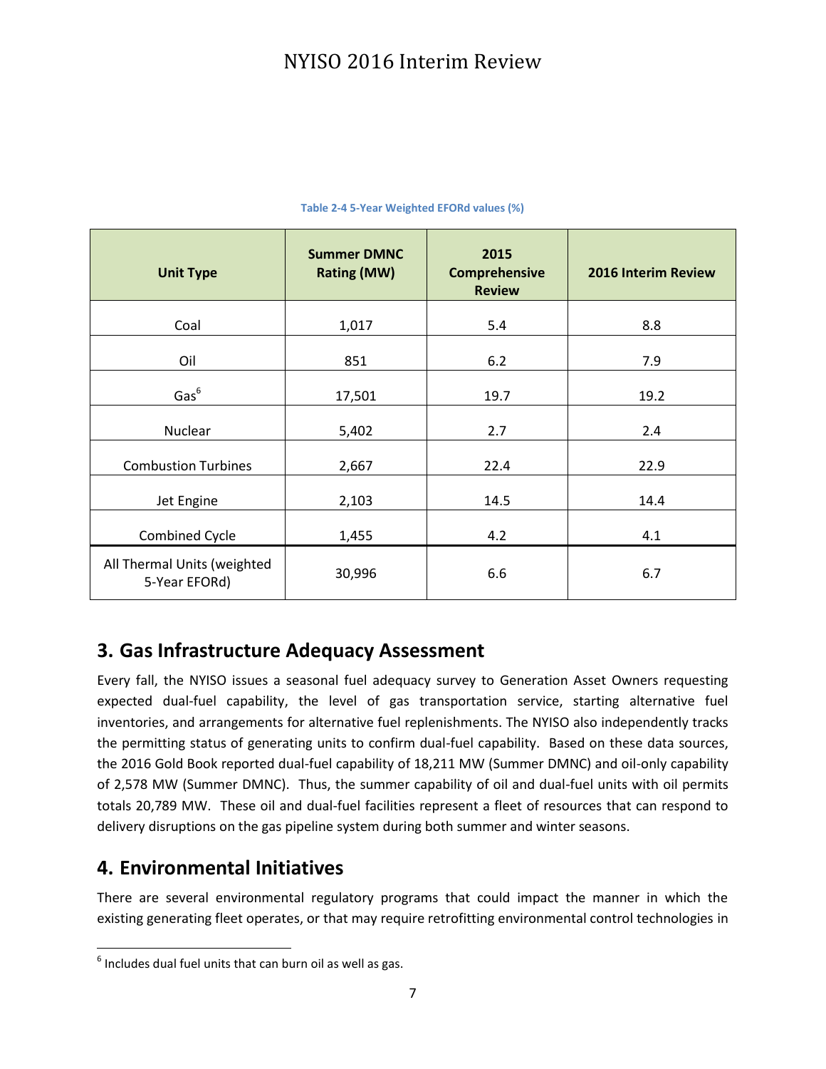Table 2-4 5-Year Weighted EFORd values (%)

| Unit Type | Summer DMNC Rating (MW) | 2015 Comprehensive Review | 2016 Interim Review |
|---|---|---|---|
| Coal | 1,017 | 5.4 | 8.8 |
| Oil | 851 | 6.2 | 7.9 |
| Gas[6] | 17,501 | 19.7 | 19.2 |
| Nuclear | 5,402 | 2.7 | 2.4 |
| Combustion Turbines | 2,667 | 22.4 | 22.9 |
| Jet Engine | 2,103 | 14.5 | 14.4 |
| Combined Cycle | 1,455 | 4.2 | 4.1 |
| All Thermal Units (weighted 5-Year EFORd) | 30,996 | 6.6 | 6.7 |

## 3. Gas Infrastructure Adequacy Assessment

Every fall, the NYISO issues a seasonal fuel adequacy survey to Generation Asset Owners requesting expected dual-fuel capability, the level of gas transportation service, starting alternative fuel inventories, and arrangements for alternative fuel replenishments. The NYISO also independently tracks the permitting status of generating units to confirm dual-fuel capability. Based on these data sources, the 2016 Gold Book reported dual-fuel capability of 18,211 MW (Summer DMNC) and oil-only capability of 2,578 MW (Summer DMNC). Thus, the summer capability of oil and dual-fuel units with oil permits totals 20,789 MW. These oil and dual-fuel facilities represent a fleet of resources that can respond to delivery disruptions on the gas pipeline system during both summer and winter seasons.

## 4. Environmental Initiatives

There are several environmental regulatory programs that could impact the manner in which the existing generating fleet operates, or that may require retrofitting environmental control technologies in

[6] Includes dual fuel units that can burn oil as well as gas.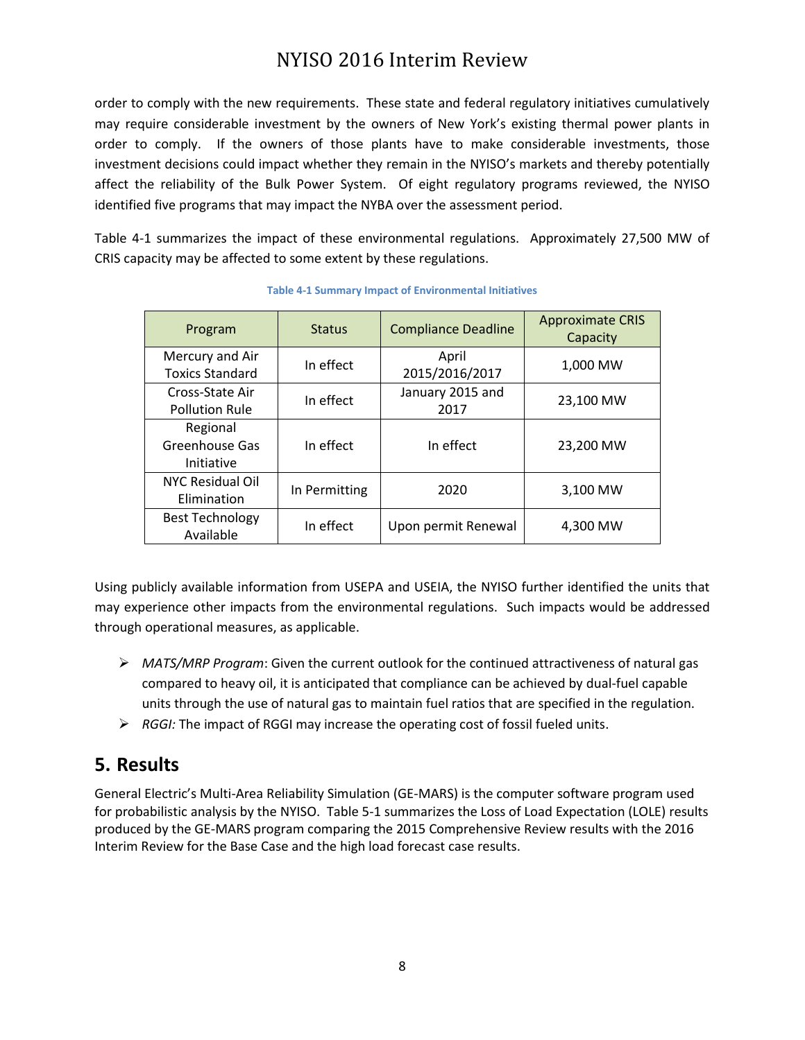order to comply with the new requirements. These state and federal regulatory initiatives cumulatively may require considerable investment by the owners of New York's existing thermal power plants in order to comply. If the owners of those plants have to make considerable investments, those investment decisions could impact whether they remain in the NYISO's markets and thereby potentially affect the reliability of the Bulk Power System. Of eight regulatory programs reviewed, the NYISO identified five programs that may impact the NYBA over the assessment period.

Table 4-1 summarizes the impact of these environmental regulations. Approximately 27,500 MW of CRIS capacity may be affected to some extent by these regulations.

**Table 4-1 Summary Impact of Environmental Initiatives**

| Program | Status | Compliance Deadline | Approximate CRIS Capacity |
|---|---|---|---|
| Mercury and Air Toxics Standard | In effect | April 2015/2016/2017 | 1,000 MW |
| Cross-State Air Pollution Rule | In effect | January 2015 and 2017 | 23,100 MW |
| Regional Greenhouse Gas Initiative | In effect | In effect | 23,200 MW |
| NYC Residual Oil Elimination | In Permitting | 2020 | 3,100 MW |
| Best Technology Available | In effect | Upon permit Renewal | 4,300 MW |

Using publicly available information from USEPA and USEIA, the NYISO further identified the units that may experience other impacts from the environmental regulations. Such impacts would be addressed through operational measures, as applicable.

- *MATS/MRP Program*: Given the current outlook for the continued attractiveness of natural gas compared to heavy oil, it is anticipated that compliance can be achieved by dual-fuel capable units through the use of natural gas to maintain fuel ratios that are specified in the regulation.
- *RGGI:* The impact of RGGI may increase the operating cost of fossil fueled units.

## 5. Results

General Electric's Multi-Area Reliability Simulation (GE-MARS) is the computer software program used for probabilistic analysis by the NYISO. Table 5-1 summarizes the Loss of Load Expectation (LOLE) results produced by the GE-MARS program comparing the 2015 Comprehensive Review results with the 2016 Interim Review for the Base Case and the high load forecast case results.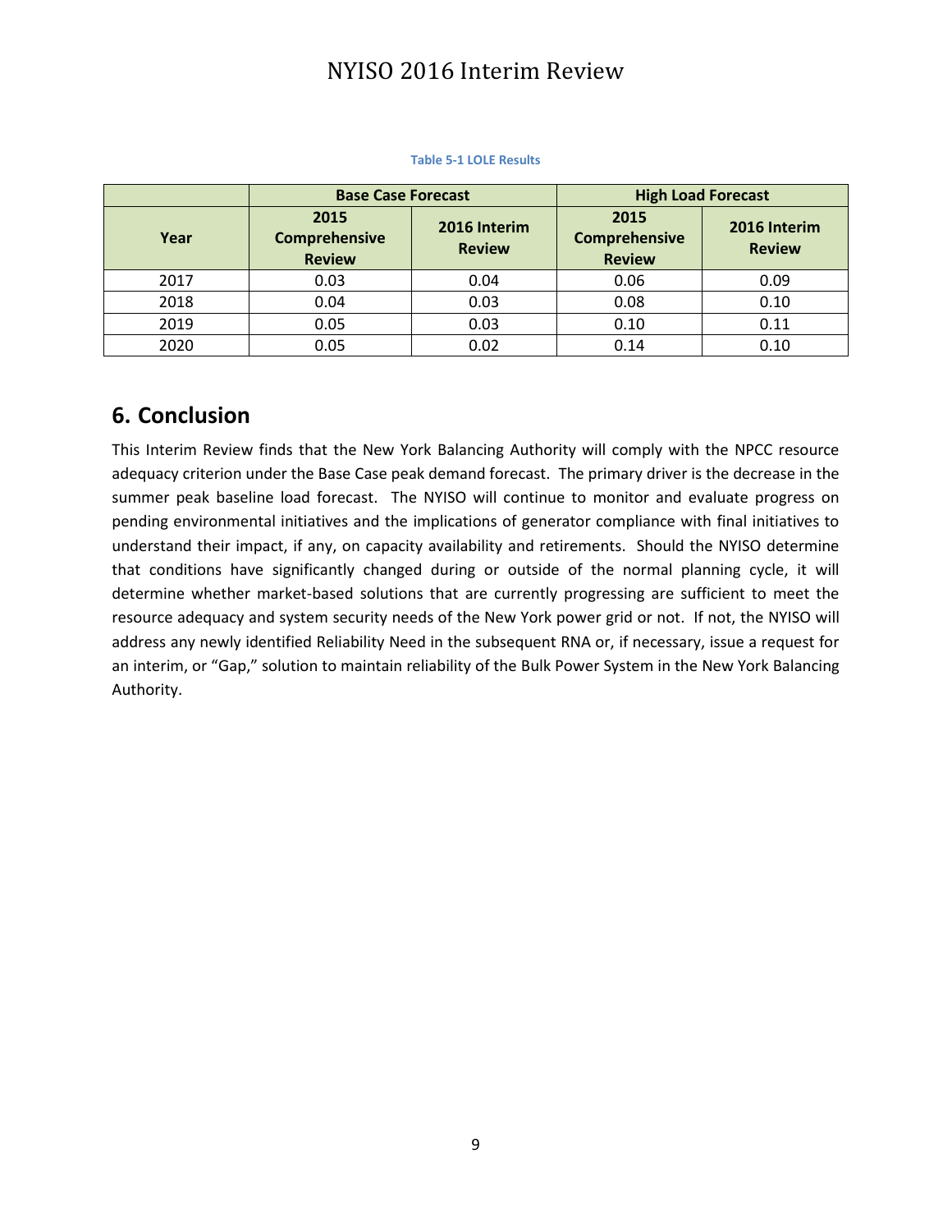Table 5-1 LOLE Results

| | Base Case Forecast | | High Load Forecast | |
|---|---|---|---|---|
| Year | 2015 Comprehensive Review | 2016 Interim Review | 2015 Comprehensive Review | 2016 Interim Review |
| 2017 | 0.03 | 0.04 | 0.06 | 0.09 |
| 2018 | 0.04 | 0.03 | 0.08 | 0.10 |
| 2019 | 0.05 | 0.03 | 0.10 | 0.11 |
| 2020 | 0.05 | 0.02 | 0.14 | 0.10 |

## 6. Conclusion

This Interim Review finds that the New York Balancing Authority will comply with the NPCC resource adequacy criterion under the Base Case peak demand forecast. The primary driver is the decrease in the summer peak baseline load forecast. The NYISO will continue to monitor and evaluate progress on pending environmental initiatives and the implications of generator compliance with final initiatives to understand their impact, if any, on capacity availability and retirements. Should the NYISO determine that conditions have significantly changed during or outside of the normal planning cycle, it will determine whether market-based solutions that are currently progressing are sufficient to meet the resource adequacy and system security needs of the New York power grid or not. If not, the NYISO will address any newly identified Reliability Need in the subsequent RNA or, if necessary, issue a request for an interim, or "Gap," solution to maintain reliability of the Bulk Power System in the New York Balancing Authority.